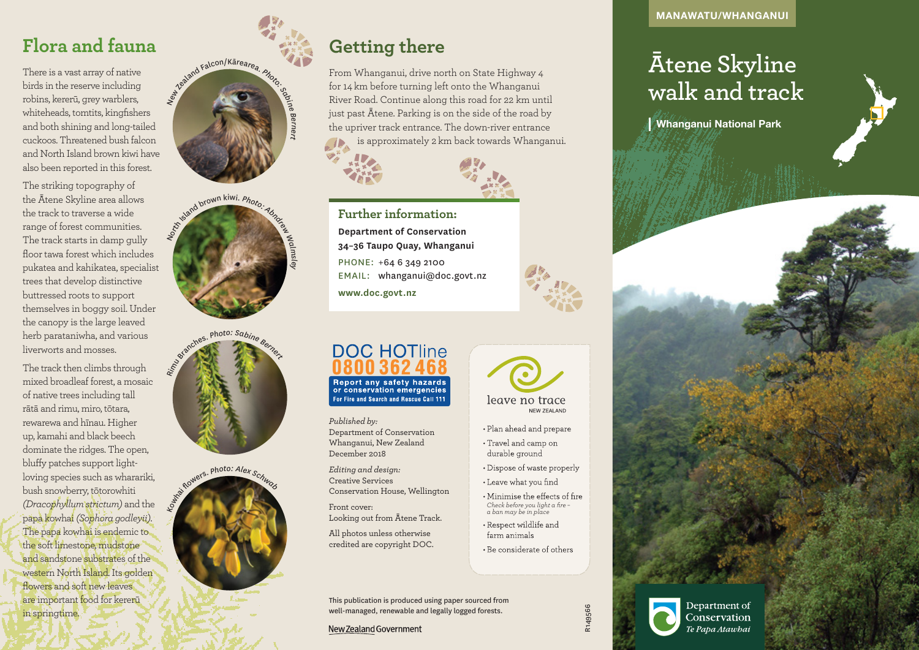MANAWATU/WHANGANUI

# Ātene Skyline walk and track

**Whanganui National Park**

## Flora and fauna

There is a vast array of native birds in the reserve including robins, kererū, grey warblers, whiteheads, tomtits, kingfishers and both shining and long-tailed cuckoos. Threatened bush falcon and North Island brown kiwi have also been reported in this forest.

The striking topography of the Ātene Skyline area allows the track to traverse a wide range of forest communities. The track starts in damp gully floor tawa forest which includes pukatea and kahikatea, specialist trees that develop distinctive buttressed roots to support themselves in boggy soil. Under the canopy is the large leaved herb parataniwha, and various liverworts and mosses.

The track then climbs through mixed broadleaf forest, a mosaic of native trees including tall rātā and rimu, miro, tōtara, rewarewa and hīnau. Higher up, kamahi and black beech dominate the ridges. The open, bluffy patches support light-loving species such as wharariki, bush snowberry, tōtorowhiti *(Dracophyllum strictum)* and the papa kowhai *(Sophora godleyii)*. The papa kowhai is endemic to the soft limestone, mudstone and sandstone substrates of the western North Island. Its golden flowers and soft new leaves are important food for kererū in springtime.

New Zealand Falcon/Kārearea. Photo: Sabine Bernert

North Island brown kiwi. Photo: Andrew Walmsley

Rimu Branches. Photo: Sabine Bernert

Kowhai flowers. Photo: Alex Schwab

## Getting there

From Whanganui, drive north on State Highway 4 for 14 km before turning left onto the Whanganui River Road. Continue along this road for 22 km until just past Ātene. Parking is on the side of the road by the upriver track entrance. The down-river entrance is approximately 2 km back towards Whanganui.

### Further information:

**Department of Conservation**
**34–36 Taupo Quay, Whanganui**
PHONE: +64 6 349 2100
EMAIL: whanganui@doc.govt.nz
**www.doc.govt.nz**

**DOC HOTline 0800 362 468**
**Report any safety hazards or conservation emergencies**
**For Fire and Search and Rescue Call 111**

*Published by:*
Department of Conservation
Whanganui, New Zealand
December 2018

*Editing and design:*
Creative Services
Conservation House, Wellington

Front cover:
Looking out from Ātene Track.

All photos unless otherwise credited are copyright DOC.

leave no trace NEW ZEALAND

- Plan ahead and prepare
- Travel and camp on durable ground
- Dispose of waste properly
- Leave what you find
- Minimise the effects of fire
  *Check before you light a fire – a ban may be in place*
- Respect wildlife and farm animals
- Be considerate of others

This publication is produced using paper sourced from well-managed, renewable and legally logged forests.

New Zealand Government

R149566

Department of Conservation
*Te Papa Atawhai*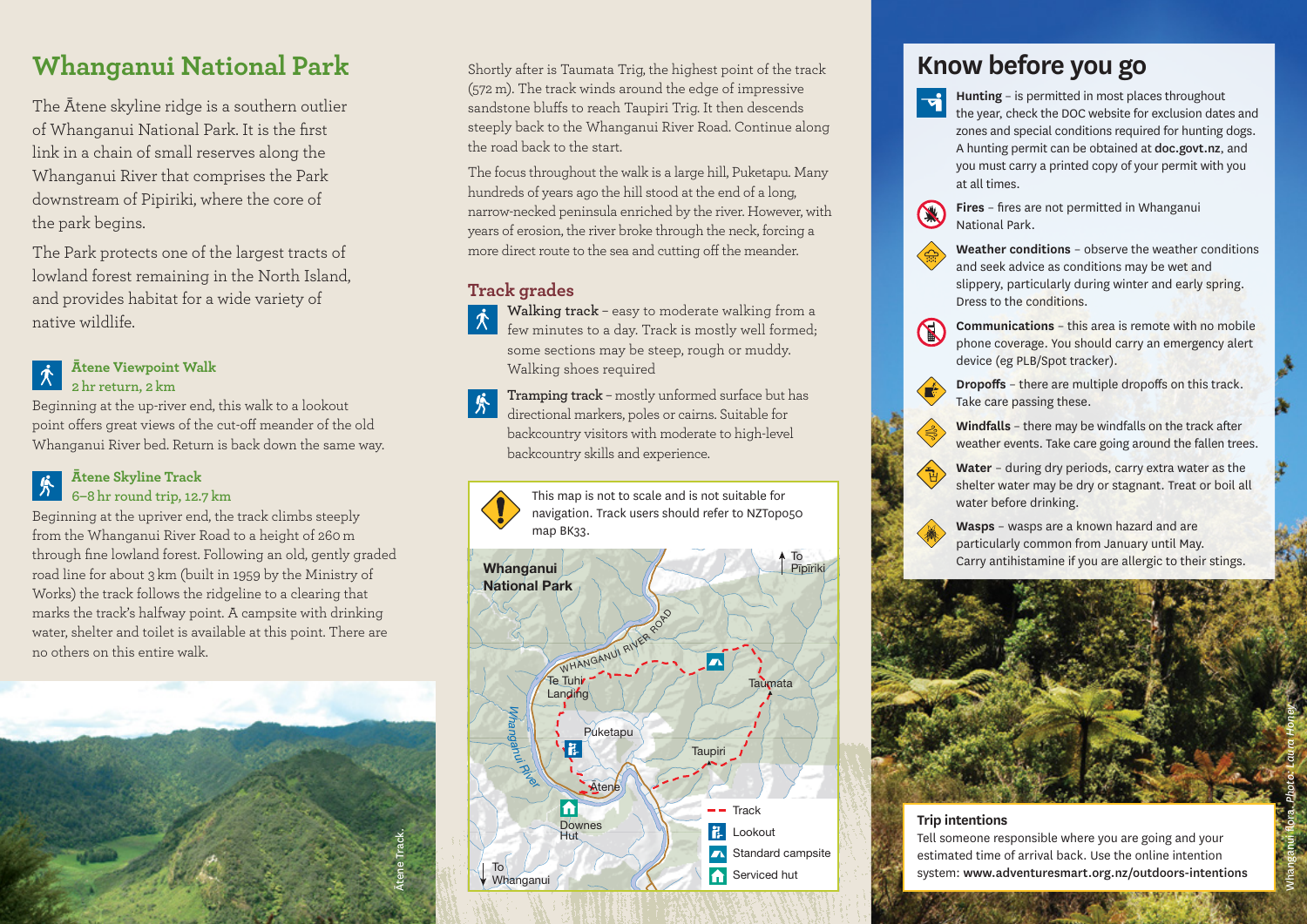# Whanganui National Park

The Ātene skyline ridge is a southern outlier of Whanganui National Park. It is the first link in a chain of small reserves along the Whanganui River that comprises the Park downstream of Pipiriki, where the core of the park begins.

The Park protects one of the largest tracts of lowland forest remaining in the North Island, and provides habitat for a wide variety of native wildlife.

### Ātene Viewpoint Walk

2 hr return, 2 km

Beginning at the up-river end, this walk to a lookout point offers great views of the cut-off meander of the old Whanganui River bed. Return is back down the same way.

### Ātene Skyline Track

6–8 hr round trip, 12.7 km

Beginning at the upriver end, the track climbs steeply from the Whanganui River Road to a height of 260 m through fine lowland forest. Following an old, gently graded road line for about 3 km (built in 1959 by the Ministry of Works) the track follows the ridgeline to a clearing that marks the track's halfway point. A campsite with drinking water, shelter and toilet is available at this point. There are no others on this entire walk.

Ātene Track.

Shortly after is Taumata Trig, the highest point of the track (572 m). The track winds around the edge of impressive sandstone bluffs to reach Taupiri Trig. It then descends steeply back to the Whanganui River Road. Continue along the road back to the start.

The focus throughout the walk is a large hill, Puketapu. Many hundreds of years ago the hill stood at the end of a long, narrow-necked peninsula enriched by the river. However, with years of erosion, the river broke through the neck, forcing a more direct route to the sea and cutting off the meander.

## Track grades

**Walking track** – easy to moderate walking from a few minutes to a day. Track is mostly well formed; some sections may be steep, rough or muddy. Walking shoes required

**Tramping track** – mostly unformed surface but has directional markers, poles or cairns. Suitable for backcountry visitors with moderate to high-level backcountry skills and experience.

This map is not to scale and is not suitable for navigation. Track users should refer to NZTopo50 map BK33.

Whanganui National Park
To Pipiriki
WHANGANUI RIVER ROAD
Te Tuhi Landing
Taumata
Whanganui River
Puketapu
Taupiri
Ātene
Downes Hut
To Whanganui

Track
Lookout
Standard campsite
Serviced hut

## Know before you go

**Hunting** – is permitted in most places throughout the year, check the DOC website for exclusion dates and zones and special conditions required for hunting dogs. A hunting permit can be obtained at **doc.govt.nz**, and you must carry a printed copy of your permit with you at all times.

**Fires** – fires are not permitted in Whanganui National Park.

**Weather conditions** – observe the weather conditions and seek advice as conditions may be wet and slippery, particularly during winter and early spring. Dress to the conditions.

**Communications** – this area is remote with no mobile phone coverage. You should carry an emergency alert device (eg PLB/Spot tracker).

**Dropoffs** – there are multiple dropoffs on this track. Take care passing these.

**Windfalls** – there may be windfalls on the track after weather events. Take care going around the fallen trees.

**Water** – during dry periods, carry extra water as the shelter water may be dry or stagnant. Treat or boil all water before drinking.

**Wasps** – wasps are a known hazard and are particularly common from January until May. Carry antihistamine if you are allergic to their stings.

### Trip intentions

Tell someone responsible where you are going and your estimated time of arrival back. Use the online intention system: **www.adventuresmart.org.nz/outdoors-intentions**

Whanganui flora. *Photo: Laura Honey*